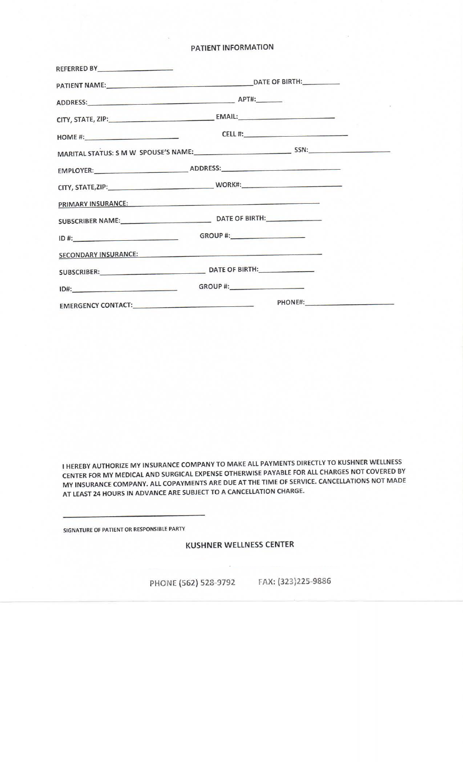# PATIENT INFORMATION

REFERRED BY____________________

PATIENT NAME:________________________________________ DATE OF BIRTH:__________

ADDRESS:________________________________________ APT#:_______

CITY, STATE, ZIP:____________________________ EMAIL:____________________________

HOME #:__________________________ CELL #:______________________________

MARITAL STATUS: S M W SPOUSE'S NAME:__________________________ SSN:______________________

EMPLOYER:____________________________ ADDRESS:______________________________

CITY, STATE,ZIP:____________________________ WORK#:____________________________

PRIMARY INSURANCE:____________________________________________

SUBSCRIBER NAME:__________________________ DATE OF BIRTH:______________

ID #:____________________________ GROUP #:____________________

SECONDARY INSURANCE:____________________________________________

SUBSCRIBER:____________________________ DATE OF BIRTH:______________

ID#:____________________________ GROUP #:____________________

EMERGENCY CONTACT:________________________________ PHONE#:________________________

I HEREBY AUTHORIZE MY INSURANCE COMPANY TO MAKE ALL PAYMENTS DIRECTLY TO KUSHNER WELLNESS CENTER FOR MY MEDICAL AND SURGICAL EXPENSE OTHERWISE PAYABLE FOR ALL CHARGES NOT COVERED BY MY INSURANCE COMPANY. ALL COPAYMENTS ARE DUE AT THE TIME OF SERVICE. CANCELLATIONS NOT MADE AT LEAST 24 HOURS IN ADVANCE ARE SUBJECT TO A CANCELLATION CHARGE.

____________________________________

SIGNATURE OF PATIENT OR RESPONSIBLE PARTY

**KUSHNER WELLNESS CENTER**

PHONE (562) 528-9792 FAX: (323)225-9886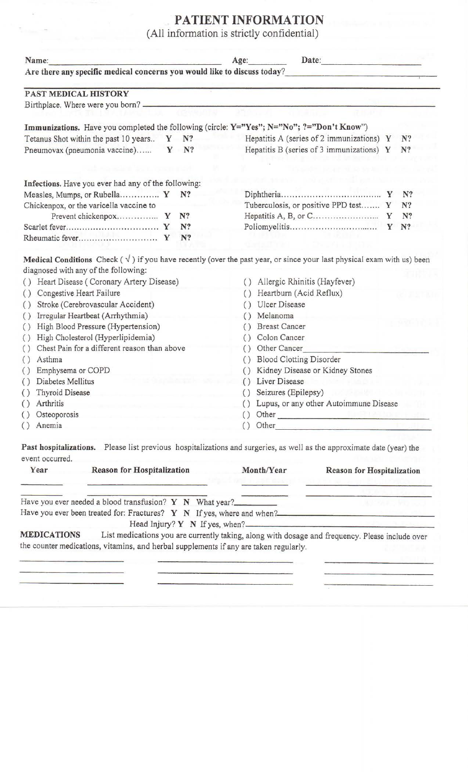# PATIENT INFORMATION

(All information is strictly confidential)

Name: _______________________ Age: ________ Date: ____________________

**Are there any specific medical concerns you would like to discuss today?** ______________________________

## PAST MEDICAL HISTORY

Birthplace. Where were you born? ______________________________

**Immunizations.** Have you completed the following (circle: Y="Yes"; N="No"; ?="Don't Know")

| | | | |
|---|---|---|---|
| Tetanus Shot within the past 10 years.. | Y N? | Hepatitis A (series of 2 immunizations) | Y N? |
| Pneumovax (pneumonia vaccine)...... | Y N? | Hepatitis B (series of 3 immunizations) | Y N? |

**Infections.** Have you ever had any of the following:

| | | | |
|---|---|---|---|
| Measles, Mumps, or Rubella.............. | Y N? | Diphtheria.................................... | Y N? |
| Chickenpox, or the varicella vaccine to Prevent chickenpox............... | Y N? | Tuberculosis, or positive PPD test....... | Y N? |
| Scarlet fever................................ | Y N? | Hepatitis A, B, or C....................... | Y N? |
| Rheumatic fever........................... | Y N? | Poliomyelitis................................ | Y N? |

**Medical Conditions** Check ( √ ) if you have recently (over the past year, or since your last physical exam with us) been diagnosed with any of the following:

- ( ) Heart Disease ( Coronary Artery Disease)
- ( ) Congestive Heart Failure
- ( ) Stroke (Cerebrovascular Accident)
- ( ) Irregular Heartbeat (Arrhythmia)
- ( ) High Blood Pressure (Hypertension)
- ( ) High Cholesterol (Hyperlipidemia)
- ( ) Chest Pain for a different reason than above
- ( ) Asthma
- ( ) Emphysema or COPD
- ( ) Diabetes Mellitus
- ( ) Thyroid Disease
- ( ) Arthritis
- ( ) Osteoporosis
- ( ) Anemia
- ( ) Allergic Rhinitis (Hayfever)
- ( ) Heartburn (Acid Reflux)
- ( ) Ulcer Disease
- ( ) Melanoma
- ( ) Breast Cancer
- ( ) Colon Cancer
- ( ) Other Cancer ____________________
- ( ) Blood Clotting Disorder
- ( ) Kidney Disease or Kidney Stones
- ( ) Liver Disease
- ( ) Seizures (Epilepsy)
- ( ) Lupus, or any other Autoimmune Disease
- ( ) Other ____________________
- ( ) Other ____________________

**Past hospitalizations.** Please list previous hospitalizations and surgeries, as well as the approximate date (year) the event occurred.

| Year | Reason for Hospitalization | Month/Year | Reason for Hospitalization |
|---|---|---|---|
| | | | |
| | | | |

Have you ever needed a blood transfusion? Y N What year?__________

Have you ever been treated for: Fractures? Y N If yes, where and when?____________________

Head Injury? Y N If yes, when?____________________

**MEDICATIONS** List medications you are currently taking, along with dosage and frequency. Please include over the counter medications, vitamins, and herbal supplements if any are taken regularly.

| | | |
|---|---|---|
| | | |
| | | |
| | | |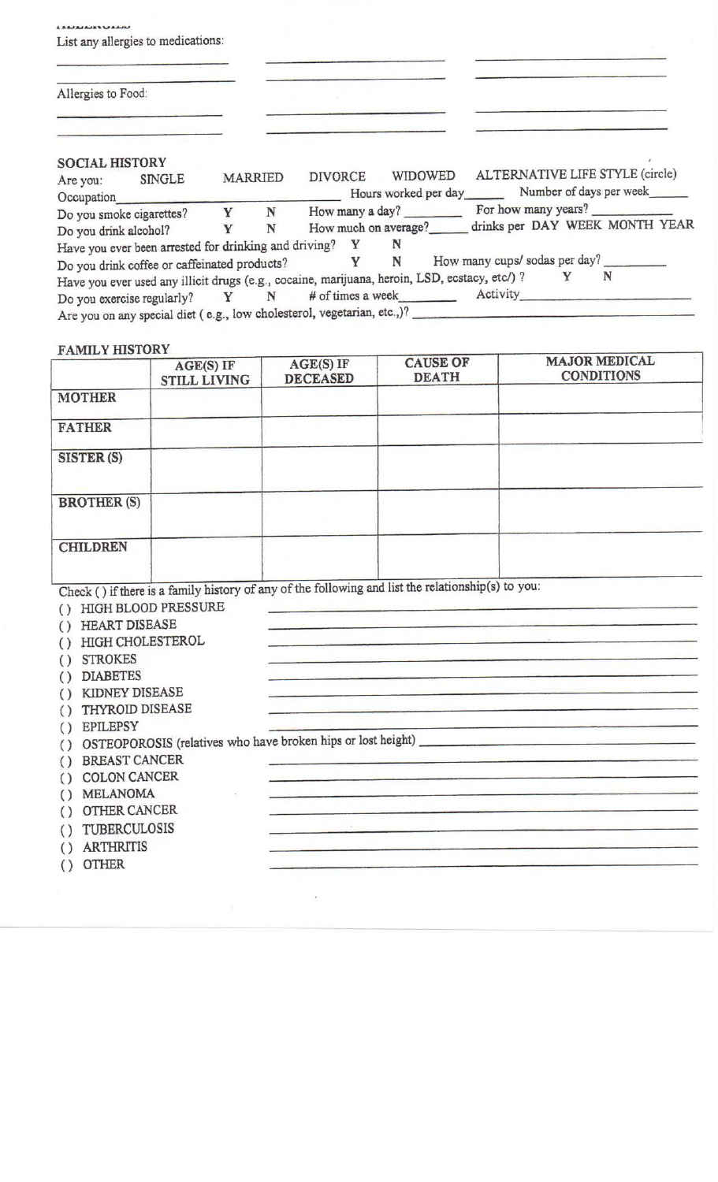## ALLERGIES

List any allergies to medications:

_______________ _______________ _______________

_______________ _______________ _______________

Allergies to Food:

_______________ _______________ _______________

_______________ _______________ _______________

## SOCIAL HISTORY

Are you: SINGLE MARRIED DIVORCE WIDOWED ALTERNATIVE LIFE STYLE (circle)

Occupation_______________ Hours worked per day______ Number of days per week______

Do you smoke cigarettes? Y N How many a day? ________ For how many years? ___________

Do you drink alcohol? Y N How much on average?______ drinks per DAY WEEK MONTH YEAR

Have you ever been arrested for drinking and driving? Y N

Do you drink coffee or caffeinated products? Y N How many cups/ sodas per day? _________

Have you ever used any illicit drugs (e.g., cocaine, marijuana, heroin, LSD, ecstacy, etc/) ? Y N

Do you exercise regularly? Y N # of times a week________ Activity_______________

Are you on any special diet ( e.g., low cholesterol, vegetarian, etc.,)? _______________

## FAMILY HISTORY

| | AGE(S) IF STILL LIVING | AGE(S) IF DECEASED | CAUSE OF DEATH | MAJOR MEDICAL CONDITIONS |
|---|---|---|---|---|
| MOTHER | | | | |
| FATHER | | | | |
| SISTER (S) | | | | |
| BROTHER (S) | | | | |
| CHILDREN | | | | |

Check ( ) if there is a family history of any of the following and list the relationship(s) to you:

( ) HIGH BLOOD PRESSURE _______________

( ) HEART DISEASE _______________

( ) HIGH CHOLESTEROL _______________

( ) STROKES _______________

( ) DIABETES _______________

( ) KIDNEY DISEASE _______________

( ) THYROID DISEASE _______________

( ) EPILEPSY _______________

( ) OSTEOPOROSIS (relatives who have broken hips or lost height) _______________

( ) BREAST CANCER _______________

( ) COLON CANCER _______________

( ) MELANOMA _______________

( ) OTHER CANCER _______________

( ) TUBERCULOSIS _______________

( ) ARTHRITIS _______________

( ) OTHER _______________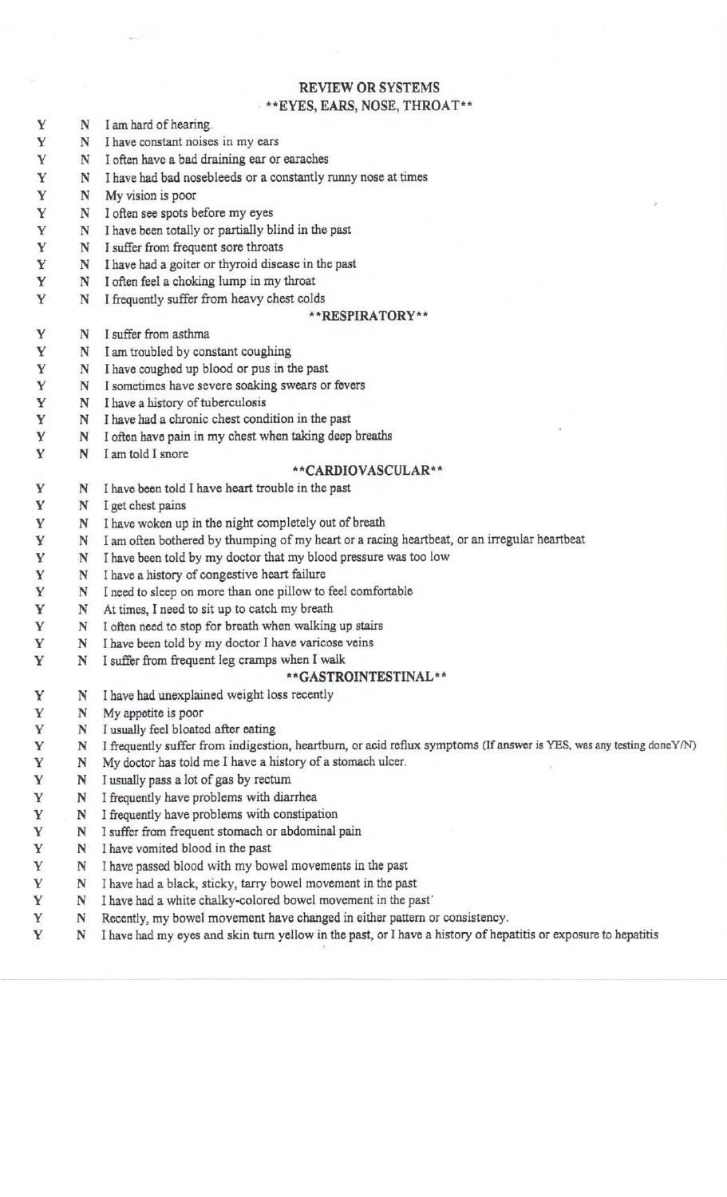## REVIEW OR SYSTEMS

### **EYES, EARS, NOSE, THROAT**

Y N I am hard of hearing.
Y N I have constant noises in my ears
Y N I often have a bad draining ear or earaches
Y N I have had bad nosebleeds or a constantly runny nose at times
Y N My vision is poor
Y N I often see spots before my eyes
Y N I have been totally or partially blind in the past
Y N I suffer from frequent sore throats
Y N I have had a goiter or thyroid disease in the past
Y N I often feel a choking lump in my throat
Y N I frequently suffer from heavy chest colds

### **RESPIRATORY**

Y N I suffer from asthma
Y N I am troubled by constant coughing
Y N I have coughed up blood or pus in the past
Y N I sometimes have severe soaking swears or fevers
Y N I have a history of tuberculosis
Y N I have had a chronic chest condition in the past
Y N I often have pain in my chest when taking deep breaths
Y N I am told I snore

### **CARDIOVASCULAR**

Y N I have been told I have heart trouble in the past
Y N I get chest pains
Y N I have woken up in the night completely out of breath
Y N I am often bothered by thumping of my heart or a racing heartbeat, or an irregular heartbeat
Y N I have been told by my doctor that my blood pressure was too low
Y N I have a history of congestive heart failure
Y N I need to sleep on more than one pillow to feel comfortable
Y N At times, I need to sit up to catch my breath
Y N I often need to stop for breath when walking up stairs
Y N I have been told by my doctor I have varicose veins
Y N I suffer from frequent leg cramps when I walk

### **GASTROINTESTINAL**

Y N I have had unexplained weight loss recently
Y N My appetite is poor
Y N I usually feel bloated after eating
Y N I frequently suffer from indigestion, heartburn, or acid reflux symptoms (If answer is YES, was any testing doneY/N)
Y N My doctor has told me I have a history of a stomach ulcer.
Y N I usually pass a lot of gas by rectum
Y N I frequently have problems with diarrhea
Y N I frequently have problems with constipation
Y N I suffer from frequent stomach or abdominal pain
Y N I have vomited blood in the past
Y N I have passed blood with my bowel movements in the past
Y N I have had a black, sticky, tarry bowel movement in the past
Y N I have had a white chalky-colored bowel movement in the past'
Y N Recently, my bowel movement have changed in either pattern or consistency.
Y N I have had my eyes and skin turn yellow in the past, or I have a history of hepatitis or exposure to hepatitis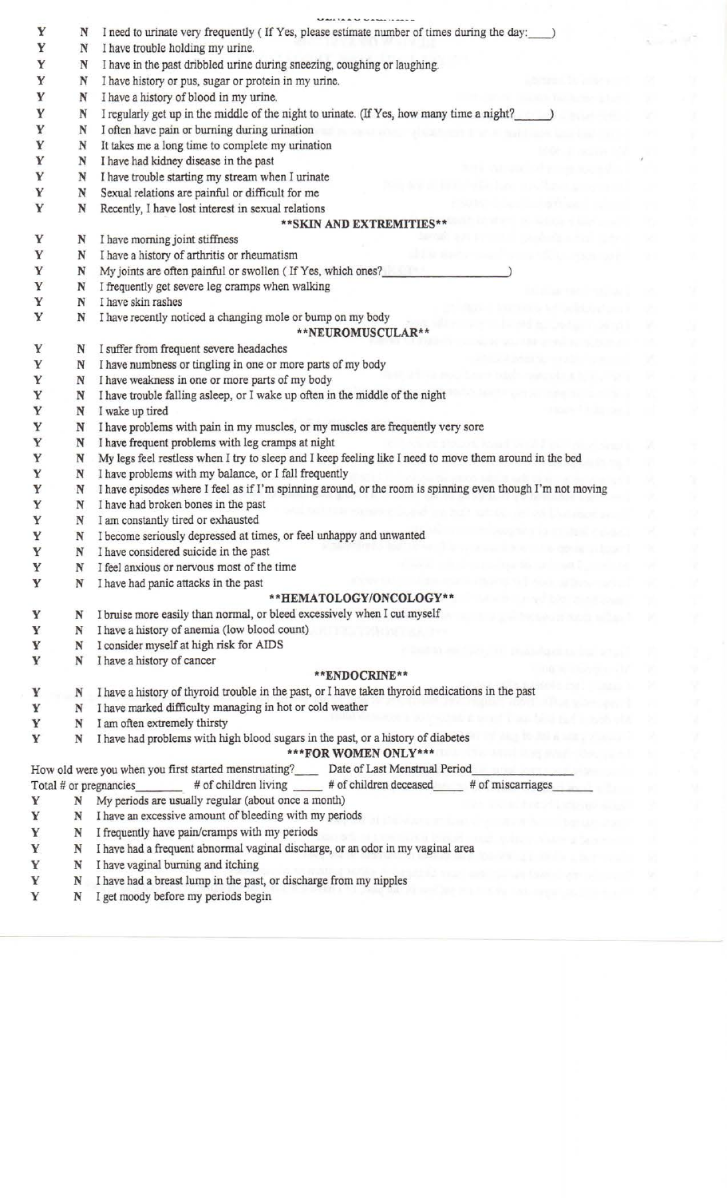| | | |
|---|---|---|
| Y | N | I need to urinate very frequently ( If Yes, please estimate number of times during the day:____) |
| Y | N | I have trouble holding my urine. |
| Y | N | I have in the past dribbled urine during sneezing, coughing or laughing. |
| Y | N | I have history or pus, sugar or protein in my urine. |
| Y | N | I have a history of blood in my urine. |
| Y | N | I regularly get up in the middle of the night to urinate. (If Yes, how many time a night?_____) |
| Y | N | I often have pain or burning during urination |
| Y | N | It takes me a long time to complete my urination |
| Y | N | I have had kidney disease in the past |
| Y | N | I have trouble starting my stream when I urinate |
| Y | N | Sexual relations are painful or difficult for me |
| Y | N | Recently, I have lost interest in sexual relations |

**SKIN AND EXTREMITIES**

| | | |
|---|---|---|
| Y | N | I have morning joint stiffness |
| Y | N | I have a history of arthritis or rheumatism |
| Y | N | My joints are often painful or swollen ( If Yes, which ones?________________) |
| Y | N | I frequently get severe leg cramps when walking |
| Y | N | I have skin rashes |
| Y | N | I have recently noticed a changing mole or bump on my body |

**NEUROMUSCULAR**

| | | |
|---|---|---|
| Y | N | I suffer from frequent severe headaches |
| Y | N | I have numbness or tingling in one or more parts of my body |
| Y | N | I have weakness in one or more parts of my body |
| Y | N | I have trouble falling asleep, or I wake up often in the middle of the night |
| Y | N | I wake up tired |
| Y | N | I have problems with pain in my muscles, or my muscles are frequently very sore |
| Y | N | I have frequent problems with leg cramps at night |
| Y | N | My legs feel restless when I try to sleep and I keep feeling like I need to move them around in the bed |
| Y | N | I have problems with my balance, or I fall frequently |
| Y | N | I have episodes where I feel as if I'm spinning around, or the room is spinning even though I'm not moving |
| Y | N | I have had broken bones in the past |
| Y | N | I am constantly tired or exhausted |
| Y | N | I become seriously depressed at times, or feel unhappy and unwanted |
| Y | N | I have considered suicide in the past |
| Y | N | I feel anxious or nervous most of the time |
| Y | N | I have had panic attacks in the past |

**HEMATOLOGY/ONCOLOGY**

| | | |
|---|---|---|
| Y | N | I bruise more easily than normal, or bleed excessively when I cut myself |
| Y | N | I have a history of anemia (low blood count) |
| Y | N | I consider myself at high risk for AIDS |
| Y | N | I have a history of cancer |

**ENDOCRINE**

| | | |
|---|---|---|
| Y | N | I have a history of thyroid trouble in the past, or I have taken thyroid medications in the past |
| Y | N | I have marked difficulty managing in hot or cold weather |
| Y | N | I am often extremely thirsty |
| Y | N | I have had problems with high blood sugars in the past, or a history of diabetes |

***FOR WOMEN ONLY***

How old were you when you first started menstruating?____ Date of Last Menstrual Period______________

Total # or pregnancies_______ # of children living ____ # of children deceased_____ # of miscarriages_____

| | | |
|---|---|---|
| Y | N | My periods are usually regular (about once a month) |
| Y | N | I have an excessive amount of bleeding with my periods |
| Y | N | I frequently have pain/cramps with my periods |
| Y | N | I have had a frequent abnormal vaginal discharge, or an odor in my vaginal area |
| Y | N | I have vaginal burning and itching |
| Y | N | I have had a breast lump in the past, or discharge from my nipples |
| Y | N | I get moody before my periods begin |